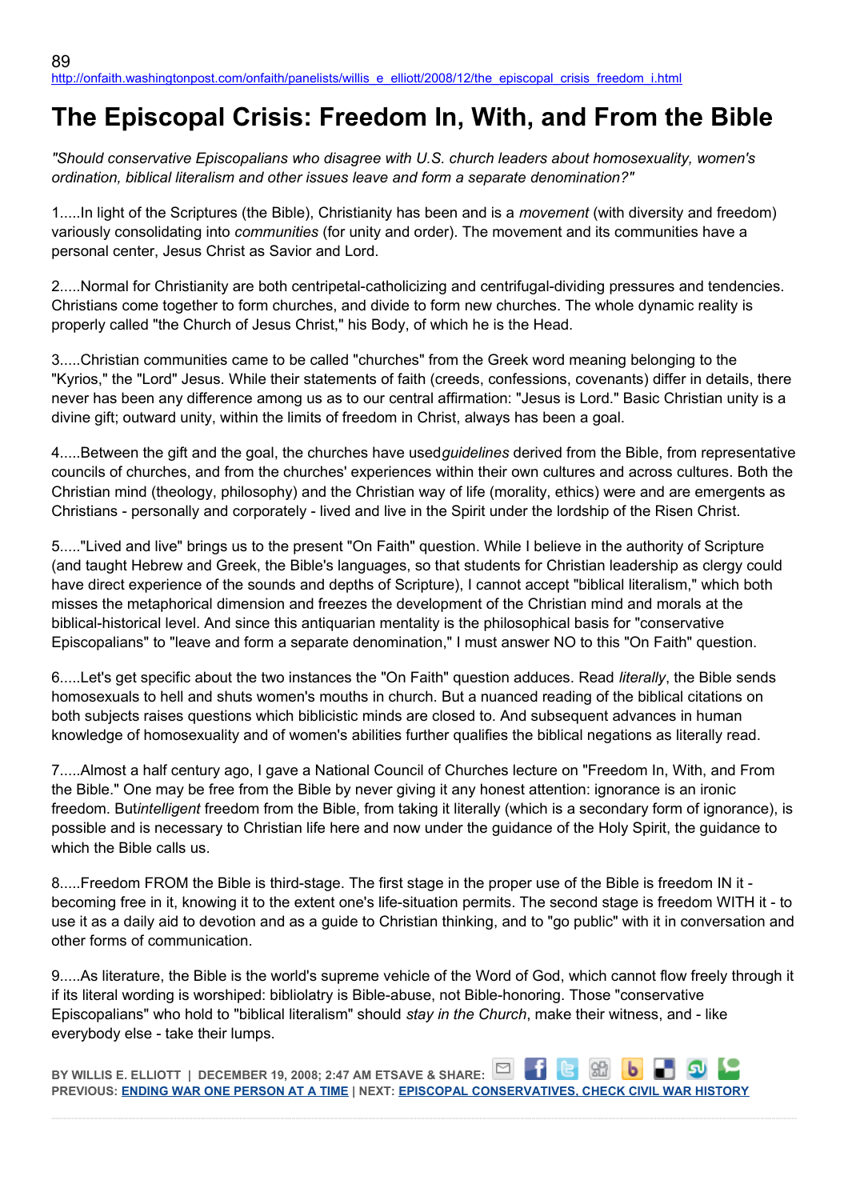89
http://onfaith.washingtonpost.com/onfaith/panelists/willis_e_elliott/2008/12/the_episcopal_crisis_freedom_i.html

# The Episcopal Crisis: Freedom In, With, and From the Bible

*"Should conservative Episcopalians who disagree with U.S. church leaders about homosexuality, women's ordination, biblical literalism and other issues leave and form a separate denomination?"*

1.....In light of the Scriptures (the Bible), Christianity has been and is a *movement* (with diversity and freedom) variously consolidating into *communities* (for unity and order). The movement and its communities have a personal center, Jesus Christ as Savior and Lord.

2.....Normal for Christianity are both centripetal-catholicizing and centrifugal-dividing pressures and tendencies. Christians come together to form churches, and divide to form new churches. The whole dynamic reality is properly called "the Church of Jesus Christ," his Body, of which he is the Head.

3.....Christian communities came to be called "churches" from the Greek word meaning belonging to the "Kyrios," the "Lord" Jesus. While their statements of faith (creeds, confessions, covenants) differ in details, there never has been any difference among us as to our central affirmation: "Jesus is Lord." Basic Christian unity is a divine gift; outward unity, within the limits of freedom in Christ, always has been a goal.

4.....Between the gift and the goal, the churches have used*guidelines* derived from the Bible, from representative councils of churches, and from the churches' experiences within their own cultures and across cultures. Both the Christian mind (theology, philosophy) and the Christian way of life (morality, ethics) were and are emergents as Christians - personally and corporately - lived and live in the Spirit under the lordship of the Risen Christ.

5....."Lived and live" brings us to the present "On Faith" question. While I believe in the authority of Scripture (and taught Hebrew and Greek, the Bible's languages, so that students for Christian leadership as clergy could have direct experience of the sounds and depths of Scripture), I cannot accept "biblical literalism," which both misses the metaphorical dimension and freezes the development of the Christian mind and morals at the biblical-historical level. And since this antiquarian mentality is the philosophical basis for "conservative Episcopalians" to "leave and form a separate denomination," I must answer NO to this "On Faith" question.

6.....Let's get specific about the two instances the "On Faith" question adduces. Read *literally*, the Bible sends homosexuals to hell and shuts women's mouths in church. But a nuanced reading of the biblical citations on both subjects raises questions which biblicistic minds are closed to. And subsequent advances in human knowledge of homosexuality and of women's abilities further qualifies the biblical negations as literally read.

7.....Almost a half century ago, I gave a National Council of Churches lecture on "Freedom In, With, and From the Bible." One may be free from the Bible by never giving it any honest attention: ignorance is an ironic freedom. But*intelligent* freedom from the Bible, from taking it literally (which is a secondary form of ignorance), is possible and is necessary to Christian life here and now under the guidance of the Holy Spirit, the guidance to which the Bible calls us.

8.....Freedom FROM the Bible is third-stage. The first stage in the proper use of the Bible is freedom IN it - becoming free in it, knowing it to the extent one's life-situation permits. The second stage is freedom WITH it - to use it as a daily aid to devotion and as a guide to Christian thinking, and to "go public" with it in conversation and other forms of communication.

9.....As literature, the Bible is the world's supreme vehicle of the Word of God, which cannot flow freely through it if its literal wording is worshiped: bibliolatry is Bible-abuse, not Bible-honoring. Those "conservative Episcopalians" who hold to "biblical literalism" should *stay in the Church*, make their witness, and - like everybody else - take their lumps.

BY WILLIS E. ELLIOTT | DECEMBER 19, 2008; 2:47 AM ETSAVE & SHARE:
PREVIOUS: ENDING WAR ONE PERSON AT A TIME | NEXT: EPISCOPAL CONSERVATIVES, CHECK CIVIL WAR HISTORY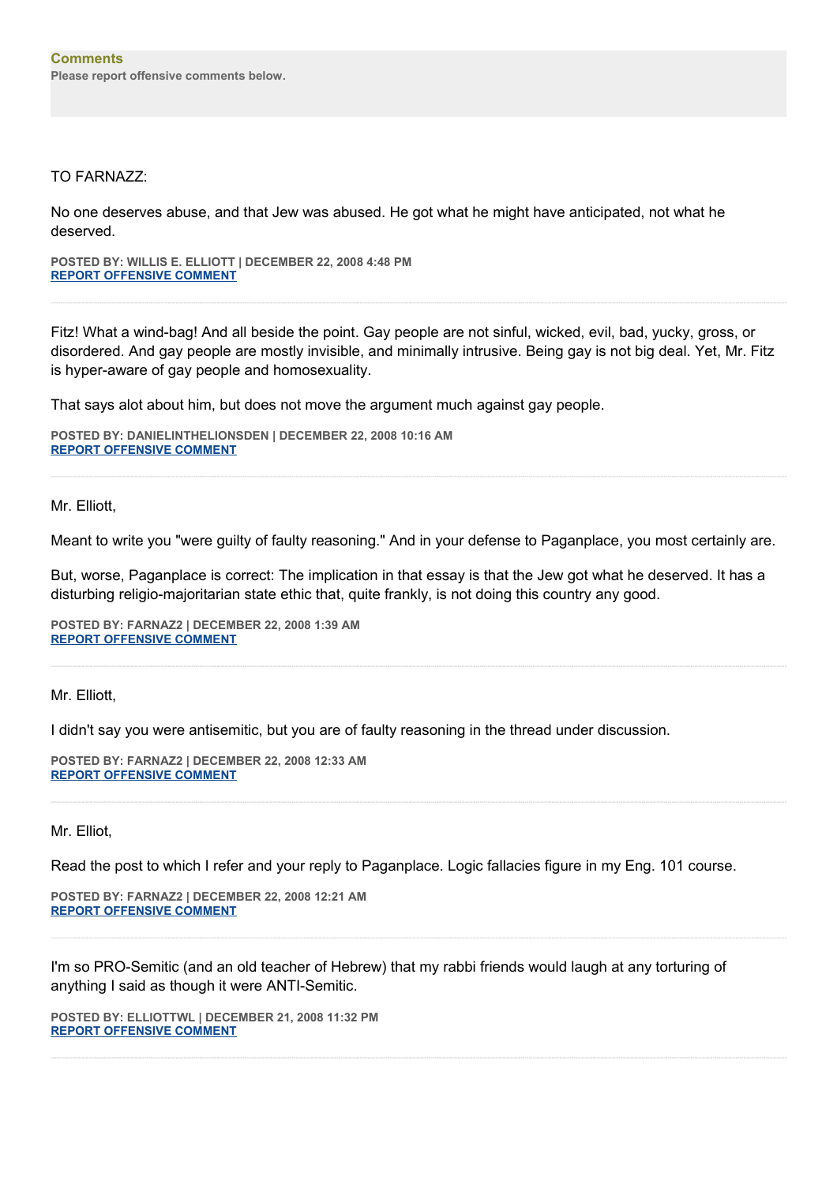**Comments**
**Please report offensive comments below.**

TO FARNAZZ:

No one deserves abuse, and that Jew was abused. He got what he might have anticipated, not what he deserved.

**POSTED BY: WILLIS E. ELLIOTT | DECEMBER 22, 2008 4:48 PM**
**REPORT OFFENSIVE COMMENT**

---

Fitz! What a wind-bag! And all beside the point. Gay people are not sinful, wicked, evil, bad, yucky, gross, or disordered. And gay people are mostly invisible, and minimally intrusive. Being gay is not big deal. Yet, Mr. Fitz is hyper-aware of gay people and homosexuality.

That says alot about him, but does not move the argument much against gay people.

**POSTED BY: DANIELINTHELIONSDEN | DECEMBER 22, 2008 10:16 AM**
**REPORT OFFENSIVE COMMENT**

---

Mr. Elliott,

Meant to write you "were guilty of faulty reasoning." And in your defense to Paganplace, you most certainly are.

But, worse, Paganplace is correct: The implication in that essay is that the Jew got what he deserved. It has a disturbing religio-majoritarian state ethic that, quite frankly, is not doing this country any good.

**POSTED BY: FARNAZ2 | DECEMBER 22, 2008 1:39 AM**
**REPORT OFFENSIVE COMMENT**

---

Mr. Elliott,

I didn't say you were antisemitic, but you are of faulty reasoning in the thread under discussion.

**POSTED BY: FARNAZ2 | DECEMBER 22, 2008 12:33 AM**
**REPORT OFFENSIVE COMMENT**

---

Mr. Elliot,

Read the post to which I refer and your reply to Paganplace. Logic fallacies figure in my Eng. 101 course.

**POSTED BY: FARNAZ2 | DECEMBER 22, 2008 12:21 AM**
**REPORT OFFENSIVE COMMENT**

---

I'm so PRO-Semitic (and an old teacher of Hebrew) that my rabbi friends would laugh at any torturing of anything I said as though it were ANTI-Semitic.

**POSTED BY: ELLIOTTWL | DECEMBER 21, 2008 11:32 PM**
**REPORT OFFENSIVE COMMENT**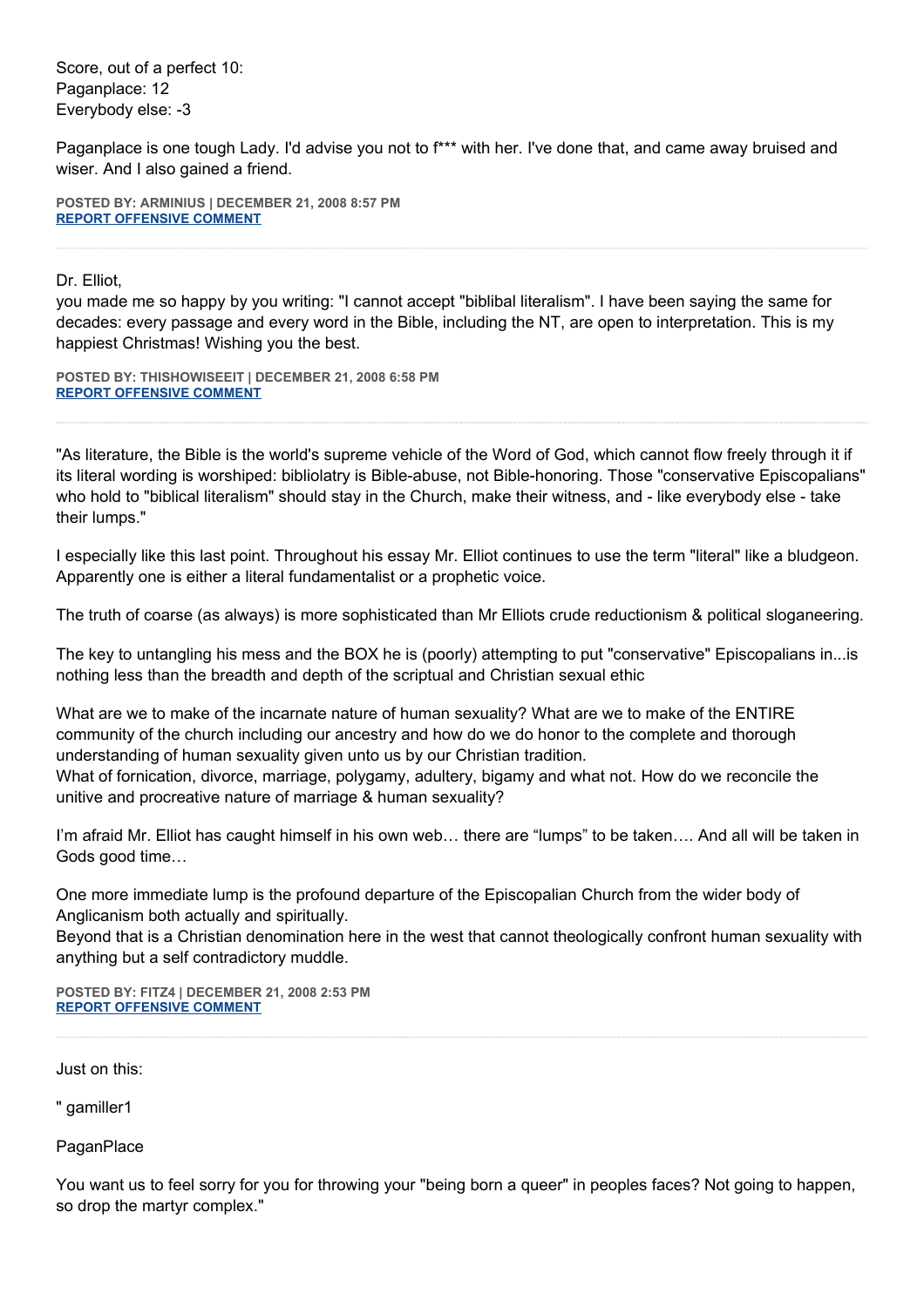Score, out of a perfect 10:
Paganplace: 12
Everybody else: -3

Paganplace is one tough Lady. I'd advise you not to f*** with her. I've done that, and came away bruised and wiser. And I also gained a friend.

**POSTED BY: ARMINIUS | DECEMBER 21, 2008 8:57 PM**
**REPORT OFFENSIVE COMMENT**

---

Dr. Elliot,
you made me so happy by you writing: "I cannot accept "biblibal literalism". I have been saying the same for decades: every passage and every word in the Bible, including the NT, are open to interpretation. This is my happiest Christmas! Wishing you the best.

**POSTED BY: THISHOWISEEIT | DECEMBER 21, 2008 6:58 PM**
**REPORT OFFENSIVE COMMENT**

---

"As literature, the Bible is the world's supreme vehicle of the Word of God, which cannot flow freely through it if its literal wording is worshiped: bibliolatry is Bible-abuse, not Bible-honoring. Those "conservative Episcopalians" who hold to "biblical literalism" should stay in the Church, make their witness, and - like everybody else - take their lumps."

I especially like this last point. Throughout his essay Mr. Elliot continues to use the term "literal" like a bludgeon. Apparently one is either a literal fundamentalist or a prophetic voice.

The truth of coarse (as always) is more sophisticated than Mr Elliots crude reductionism & political sloganeering.

The key to untangling his mess and the BOX he is (poorly) attempting to put "conservative" Episcopalians in...is nothing less than the breadth and depth of the scriptual and Christian sexual ethic

What are we to make of the incarnate nature of human sexuality? What are we to make of the ENTIRE community of the church including our ancestry and how do we do honor to the complete and thorough understanding of human sexuality given unto us by our Christian tradition.
What of fornication, divorce, marriage, polygamy, adultery, bigamy and what not. How do we reconcile the unitive and procreative nature of marriage & human sexuality?

I'm afraid Mr. Elliot has caught himself in his own web… there are "lumps" to be taken…. And all will be taken in Gods good time…

One more immediate lump is the profound departure of the Episcopalian Church from the wider body of Anglicanism both actually and spiritually.
Beyond that is a Christian denomination here in the west that cannot theologically confront human sexuality with anything but a self contradictory muddle.

**POSTED BY: FITZ4 | DECEMBER 21, 2008 2:53 PM**
**REPORT OFFENSIVE COMMENT**

---

Just on this:

" gamiller1

PaganPlace

You want us to feel sorry for you for throwing your "being born a queer" in peoples faces? Not going to happen, so drop the martyr complex."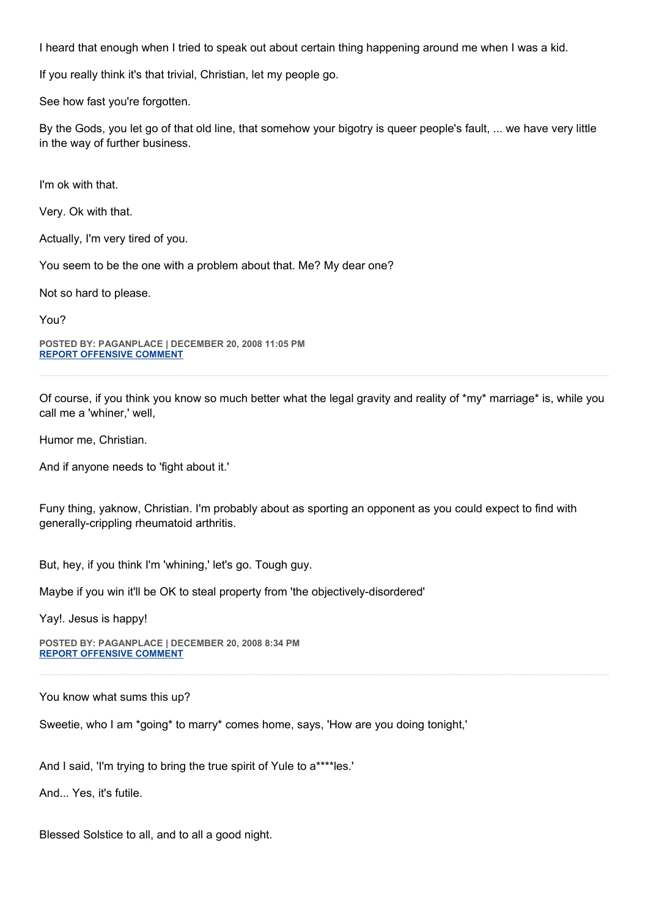I heard that enough when I tried to speak out about certain thing happening around me when I was a kid.

If you really think it's that trivial, Christian, let my people go.

See how fast you're forgotten.

By the Gods, you let go of that old line, that somehow your bigotry is queer people's fault, ... we have very little in the way of further business.

I'm ok with that.

Very. Ok with that.

Actually, I'm very tired of you.

You seem to be the one with a problem about that. Me? My dear one?

Not so hard to please.

You?

**POSTED BY: PAGANPLACE | DECEMBER 20, 2008 11:05 PM**
**REPORT OFFENSIVE COMMENT**

---

Of course, if you think you know so much better what the legal gravity and reality of *my* marriage* is, while you call me a 'whiner,' well,

Humor me, Christian.

And if anyone needs to 'fight about it.'

Funy thing, yaknow, Christian. I'm probably about as sporting an opponent as you could expect to find with generally-crippling rheumatoid arthritis.

But, hey, if you think I'm 'whining,' let's go. Tough guy.

Maybe if you win it'll be OK to steal property from 'the objectively-disordered'

Yay!. Jesus is happy!

**POSTED BY: PAGANPLACE | DECEMBER 20, 2008 8:34 PM**
**REPORT OFFENSIVE COMMENT**

---

You know what sums this up?

Sweetie, who I am *going* to marry* comes home, says, 'How are you doing tonight,'

And I said, 'I'm trying to bring the true spirit of Yule to a****les.'

And... Yes, it's futile.

Blessed Solstice to all, and to all a good night.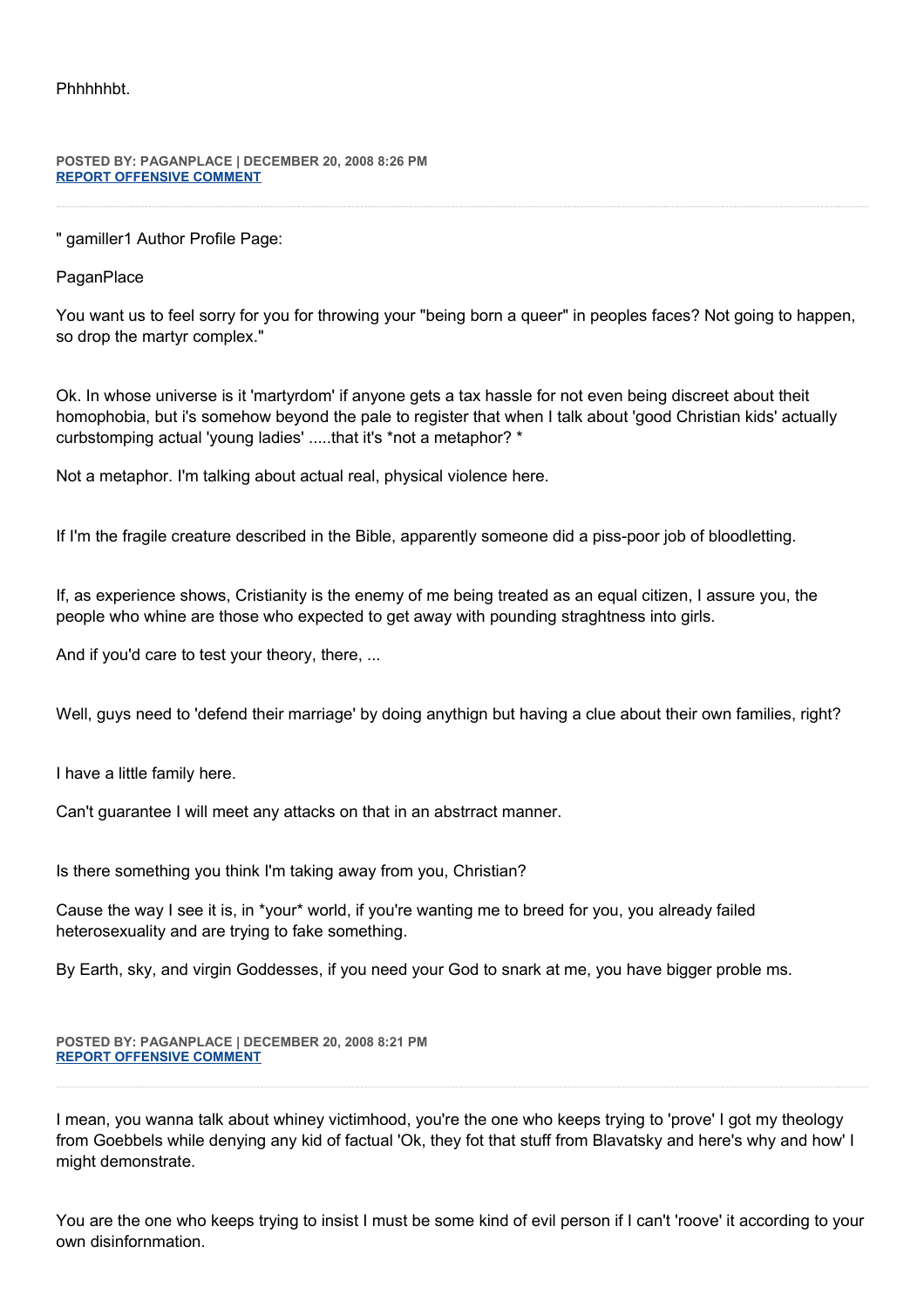Phhhhhbt.

**POSTED BY: PAGANPLACE | DECEMBER 20, 2008 8:26 PM**
**REPORT OFFENSIVE COMMENT**

---

" gamiller1 Author Profile Page:

PaganPlace

You want us to feel sorry for you for throwing your "being born a queer" in peoples faces? Not going to happen, so drop the martyr complex."

Ok. In whose universe is it 'martyrdom' if anyone gets a tax hassle for not even being discreet about theit homophobia, but i's somehow beyond the pale to register that when I talk about 'good Christian kids' actually curbstomping actual 'young ladies' .....that it's *not a metaphor? *

Not a metaphor. I'm talking about actual real, physical violence here.

If I'm the fragile creature described in the Bible, apparently someone did a piss-poor job of bloodletting.

If, as experience shows, Cristianity is the enemy of me being treated as an equal citizen, I assure you, the people who whine are those who expected to get away with pounding straghtness into girls.

And if you'd care to test your theory, there, ...

Well, guys need to 'defend their marriage' by doing anythign but having a clue about their own families, right?

I have a little family here.

Can't guarantee I will meet any attacks on that in an abstrract manner.

Is there something you think I'm taking away from you, Christian?

Cause the way I see it is, in *your* world, if you're wanting me to breed for you, you already failed heterosexuality and are trying to fake something.

By Earth, sky, and virgin Goddesses, if you need your God to snark at me, you have bigger proble ms.

**POSTED BY: PAGANPLACE | DECEMBER 20, 2008 8:21 PM**
**REPORT OFFENSIVE COMMENT**

---

I mean, you wanna talk about whiney victimhood, you're the one who keeps trying to 'prove' I got my theology from Goebbels while denying any kid of factual 'Ok, they fot that stuff from Blavatsky and here's why and how' I might demonstrate.

You are the one who keeps trying to insist I must be some kind of evil person if I can't 'roove' it according to your own disinfonmation.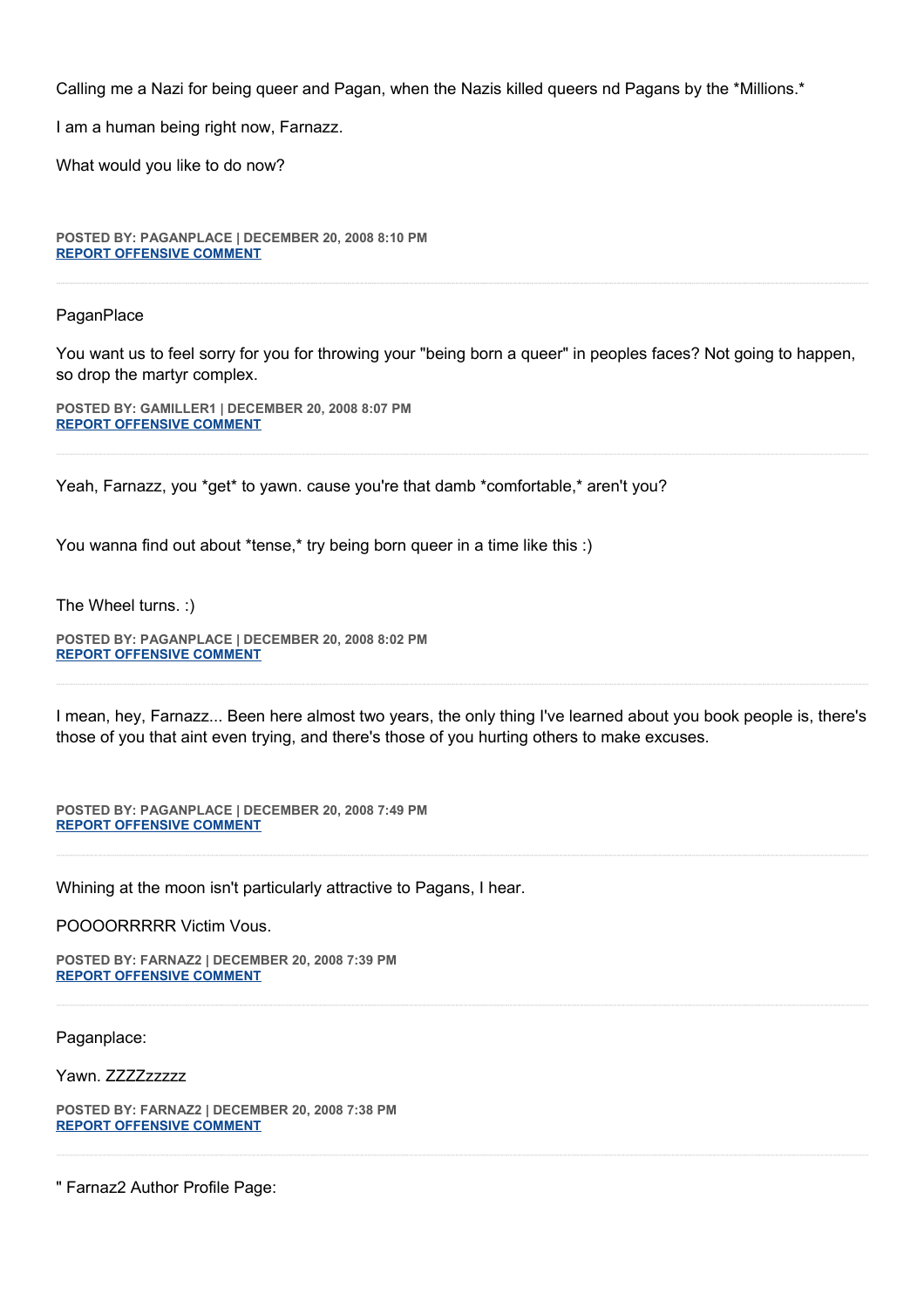Calling me a Nazi for being queer and Pagan, when the Nazis killed queers nd Pagans by the *Millions.*

I am a human being right now, Farnazz.

What would you like to do now?

**POSTED BY: PAGANPLACE | DECEMBER 20, 2008 8:10 PM**
**REPORT OFFENSIVE COMMENT**

---

PaganPlace

You want us to feel sorry for you for throwing your "being born a queer" in peoples faces? Not going to happen, so drop the martyr complex.

**POSTED BY: GAMILLER1 | DECEMBER 20, 2008 8:07 PM**
**REPORT OFFENSIVE COMMENT**

---

Yeah, Farnazz, you *get* to yawn. cause you're that damb *comfortable,* aren't you?

You wanna find out about *tense,* try being born queer in a time like this :)

The Wheel turns. :)

**POSTED BY: PAGANPLACE | DECEMBER 20, 2008 8:02 PM**
**REPORT OFFENSIVE COMMENT**

---

I mean, hey, Farnazz... Been here almost two years, the only thing I've learned about you book people is, there's those of you that aint even trying, and there's those of you hurting others to make excuses.

**POSTED BY: PAGANPLACE | DECEMBER 20, 2008 7:49 PM**
**REPORT OFFENSIVE COMMENT**

---

Whining at the moon isn't particularly attractive to Pagans, I hear.

POOOORRRRR Victim Vous.

**POSTED BY: FARNAZ2 | DECEMBER 20, 2008 7:39 PM**
**REPORT OFFENSIVE COMMENT**

---

Paganplace:

Yawn. ZZZZzzzzz

**POSTED BY: FARNAZ2 | DECEMBER 20, 2008 7:38 PM**
**REPORT OFFENSIVE COMMENT**

---

" Farnaz2 Author Profile Page: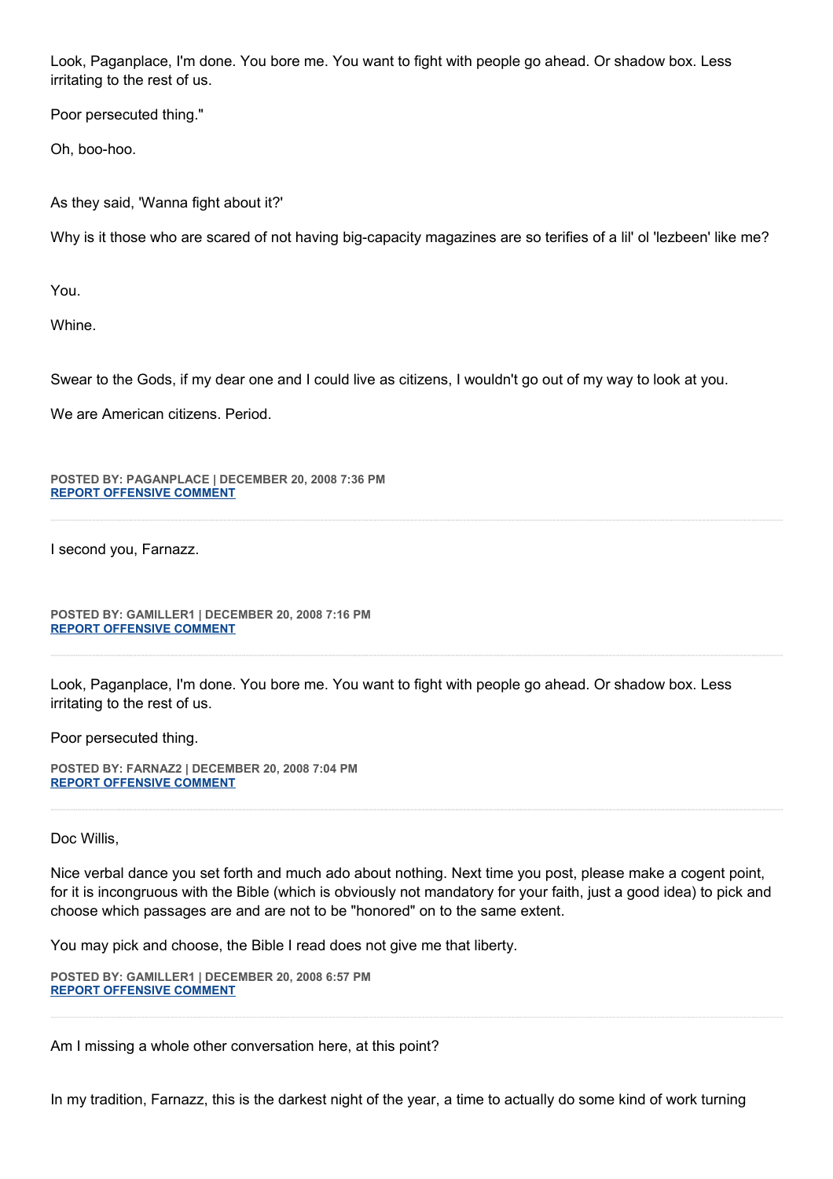Look, Paganplace, I'm done. You bore me. You want to fight with people go ahead. Or shadow box. Less irritating to the rest of us.

Poor persecuted thing."

Oh, boo-hoo.

As they said, 'Wanna fight about it?'

Why is it those who are scared of not having big-capacity magazines are so terifies of a lil' ol 'lezbeen' like me?

You.

Whine.

Swear to the Gods, if my dear one and I could live as citizens, I wouldn't go out of my way to look at you.

We are American citizens. Period.

**POSTED BY: PAGANPLACE | DECEMBER 20, 2008 7:36 PM**
**REPORT OFFENSIVE COMMENT**

---

I second you, Farnazz.

**POSTED BY: GAMILLER1 | DECEMBER 20, 2008 7:16 PM**
**REPORT OFFENSIVE COMMENT**

---

Look, Paganplace, I'm done. You bore me. You want to fight with people go ahead. Or shadow box. Less irritating to the rest of us.

Poor persecuted thing.

**POSTED BY: FARNAZ2 | DECEMBER 20, 2008 7:04 PM**
**REPORT OFFENSIVE COMMENT**

---

Doc Willis,

Nice verbal dance you set forth and much ado about nothing. Next time you post, please make a cogent point, for it is incongruous with the Bible (which is obviously not mandatory for your faith, just a good idea) to pick and choose which passages are and are not to be "honored" on to the same extent.

You may pick and choose, the Bible I read does not give me that liberty.

**POSTED BY: GAMILLER1 | DECEMBER 20, 2008 6:57 PM**
**REPORT OFFENSIVE COMMENT**

---

Am I missing a whole other conversation here, at this point?

In my tradition, Farnazz, this is the darkest night of the year, a time to actually do some kind of work turning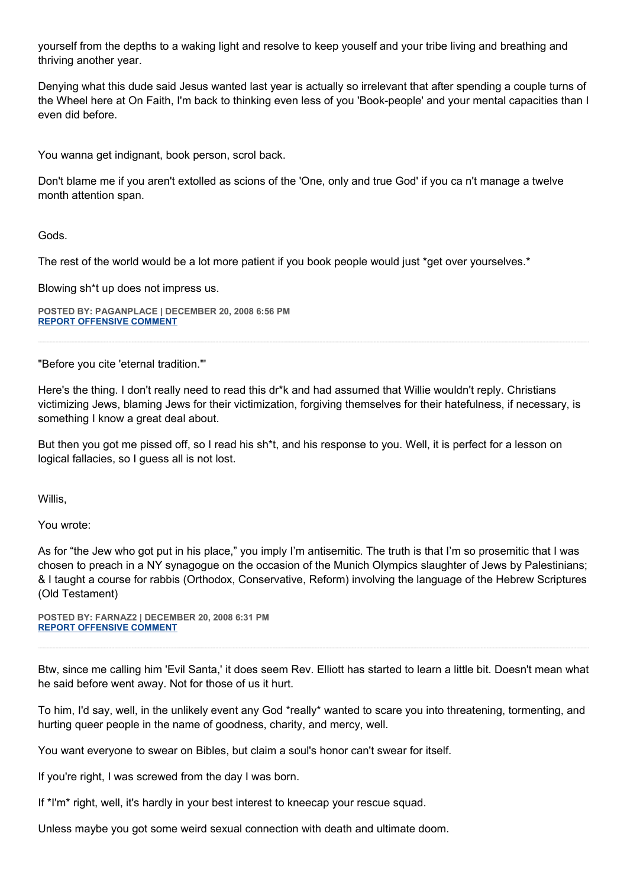yourself from the depths to a waking light and resolve to keep youself and your tribe living and breathing and thriving another year.

Denying what this dude said Jesus wanted last year is actually so irrelevant that after spending a couple turns of the Wheel here at On Faith, I'm back to thinking even less of you 'Book-people' and your mental capacities than I even did before.

You wanna get indignant, book person, scrol back.

Don't blame me if you aren't extolled as scions of the 'One, only and true God' if you ca n't manage a twelve month attention span.

Gods.

The rest of the world would be a lot more patient if you book people would just *get over yourselves.*

Blowing sh*t up does not impress us.

**POSTED BY: PAGANPLACE | DECEMBER 20, 2008 6:56 PM**
**REPORT OFFENSIVE COMMENT**

---

"Before you cite 'eternal tradition.'"

Here's the thing. I don't really need to read this dr*k and had assumed that Willie wouldn't reply. Christians victimizing Jews, blaming Jews for their victimization, forgiving themselves for their hatefulness, if necessary, is something I know a great deal about.

But then you got me pissed off, so I read his sh*t, and his response to you. Well, it is perfect for a lesson on logical fallacies, so I guess all is not lost.

Willis,

You wrote:

As for "the Jew who got put in his place," you imply I'm antisemitic. The truth is that I'm so prosemitic that I was chosen to preach in a NY synagogue on the occasion of the Munich Olympics slaughter of Jews by Palestinians; & I taught a course for rabbis (Orthodox, Conservative, Reform) involving the language of the Hebrew Scriptures (Old Testament)

**POSTED BY: FARNAZ2 | DECEMBER 20, 2008 6:31 PM**
**REPORT OFFENSIVE COMMENT**

---

Btw, since me calling him 'Evil Santa,' it does seem Rev. Elliott has started to learn a little bit. Doesn't mean what he said before went away. Not for those of us it hurt.

To him, I'd say, well, in the unlikely event any God *really* wanted to scare you into threatening, tormenting, and hurting queer people in the name of goodness, charity, and mercy, well.

You want everyone to swear on Bibles, but claim a soul's honor can't swear for itself.

If you're right, I was screwed from the day I was born.

If *I'm* right, well, it's hardly in your best interest to kneecap your rescue squad.

Unless maybe you got some weird sexual connection with death and ultimate doom.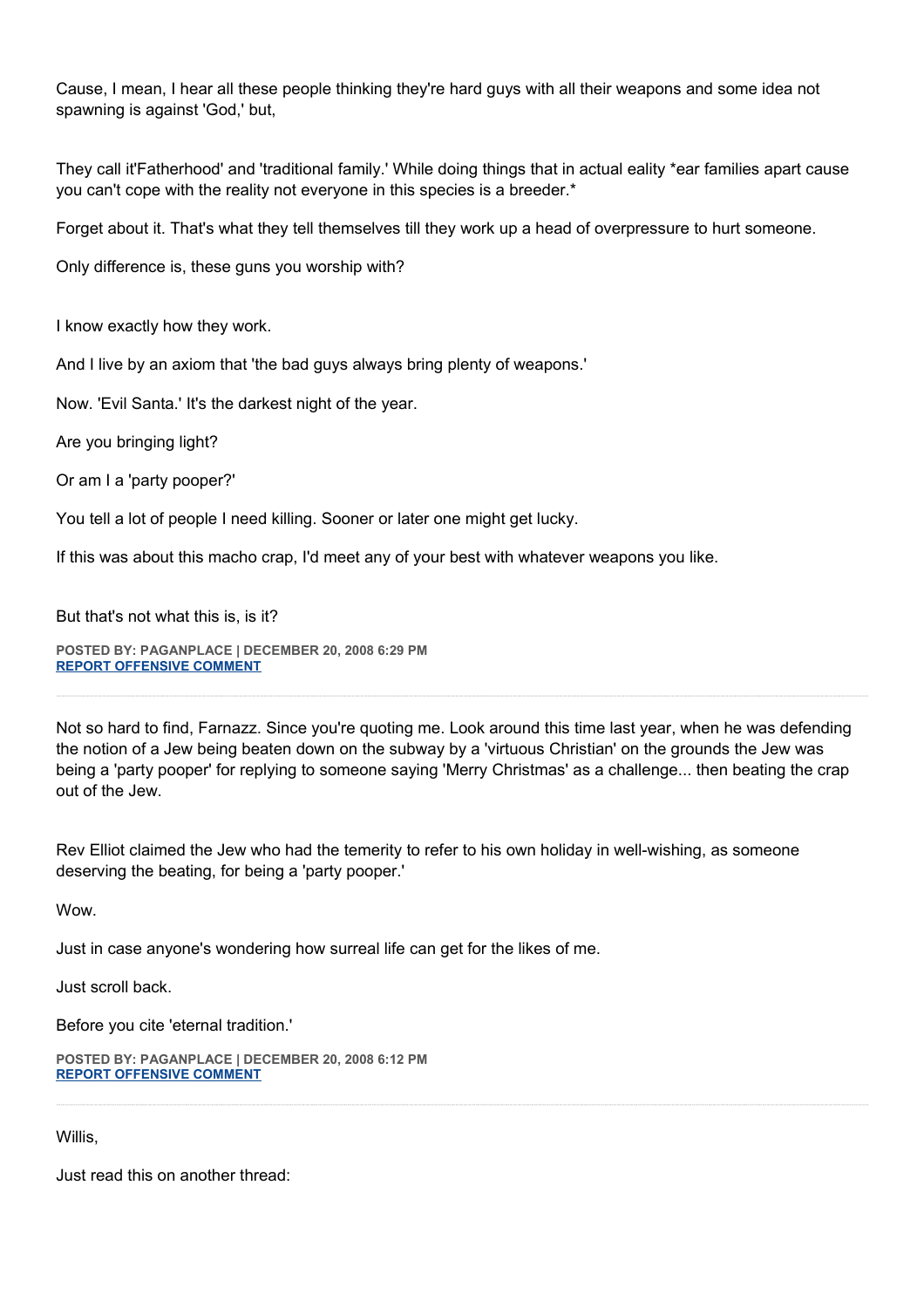Cause, I mean, I hear all these people thinking they're hard guys with all their weapons and some idea not spawning is against 'God,' but,

They call it'Fatherhood' and 'traditional family.' While doing things that in actual eality *ear families apart cause you can't cope with the reality not everyone in this species is a breeder.*

Forget about it. That's what they tell themselves till they work up a head of overpressure to hurt someone.

Only difference is, these guns you worship with?

I know exactly how they work.

And I live by an axiom that 'the bad guys always bring plenty of weapons.'

Now. 'Evil Santa.' It's the darkest night of the year.

Are you bringing light?

Or am I a 'party pooper?'

You tell a lot of people I need killing. Sooner or later one might get lucky.

If this was about this macho crap, I'd meet any of your best with whatever weapons you like.

But that's not what this is, is it?

**POSTED BY: PAGANPLACE | DECEMBER 20, 2008 6:29 PM**
**REPORT OFFENSIVE COMMENT**

---

Not so hard to find, Farnazz. Since you're quoting me. Look around this time last year, when he was defending the notion of a Jew being beaten down on the subway by a 'virtuous Christian' on the grounds the Jew was being a 'party pooper' for replying to someone saying 'Merry Christmas' as a challenge... then beating the crap out of the Jew.

Rev Elliot claimed the Jew who had the temerity to refer to his own holiday in well-wishing, as someone deserving the beating, for being a 'party pooper.'

Wow.

Just in case anyone's wondering how surreal life can get for the likes of me.

Just scroll back.

Before you cite 'eternal tradition.'

**POSTED BY: PAGANPLACE | DECEMBER 20, 2008 6:12 PM**
**REPORT OFFENSIVE COMMENT**

---

Willis,

Just read this on another thread: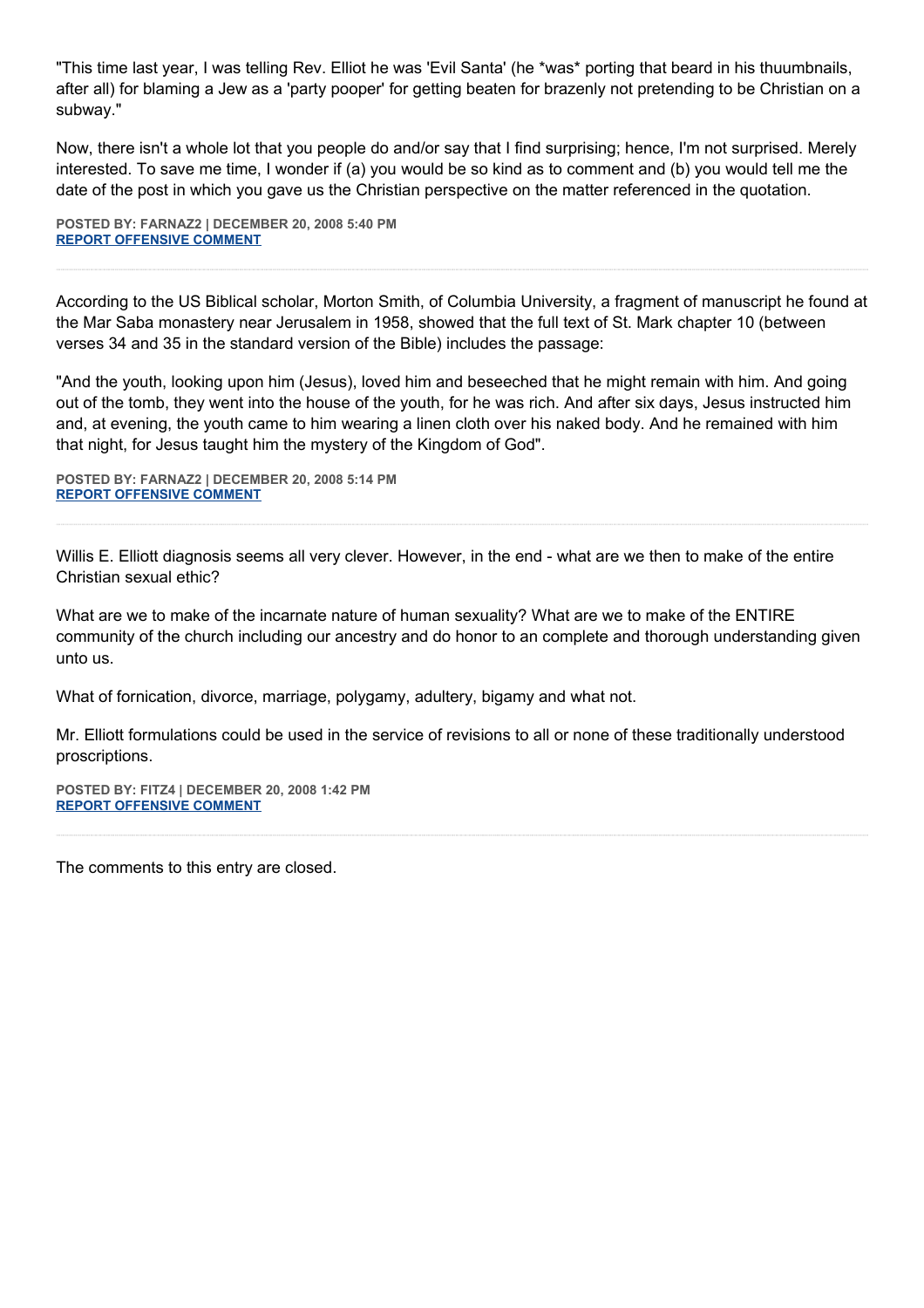"This time last year, I was telling Rev. Elliot he was 'Evil Santa' (he *was* porting that beard in his thuumbnails, after all) for blaming a Jew as a 'party pooper' for getting beaten for brazenly not pretending to be Christian on a subway."

Now, there isn't a whole lot that you people do and/or say that I find surprising; hence, I'm not surprised. Merely interested. To save me time, I wonder if (a) you would be so kind as to comment and (b) you would tell me the date of the post in which you gave us the Christian perspective on the matter referenced in the quotation.

**POSTED BY: FARNAZ2 | DECEMBER 20, 2008 5:40 PM**
**REPORT OFFENSIVE COMMENT**

---

According to the US Biblical scholar, Morton Smith, of Columbia University, a fragment of manuscript he found at the Mar Saba monastery near Jerusalem in 1958, showed that the full text of St. Mark chapter 10 (between verses 34 and 35 in the standard version of the Bible) includes the passage:

"And the youth, looking upon him (Jesus), loved him and beseeched that he might remain with him. And going out of the tomb, they went into the house of the youth, for he was rich. And after six days, Jesus instructed him and, at evening, the youth came to him wearing a linen cloth over his naked body. And he remained with him that night, for Jesus taught him the mystery of the Kingdom of God".

**POSTED BY: FARNAZ2 | DECEMBER 20, 2008 5:14 PM**
**REPORT OFFENSIVE COMMENT**

---

Willis E. Elliott diagnosis seems all very clever. However, in the end - what are we then to make of the entire Christian sexual ethic?

What are we to make of the incarnate nature of human sexuality? What are we to make of the ENTIRE community of the church including our ancestry and do honor to an complete and thorough understanding given unto us.

What of fornication, divorce, marriage, polygamy, adultery, bigamy and what not.

Mr. Elliott formulations could be used in the service of revisions to all or none of these traditionally understood proscriptions.

**POSTED BY: FITZ4 | DECEMBER 20, 2008 1:42 PM**
**REPORT OFFENSIVE COMMENT**

---

The comments to this entry are closed.